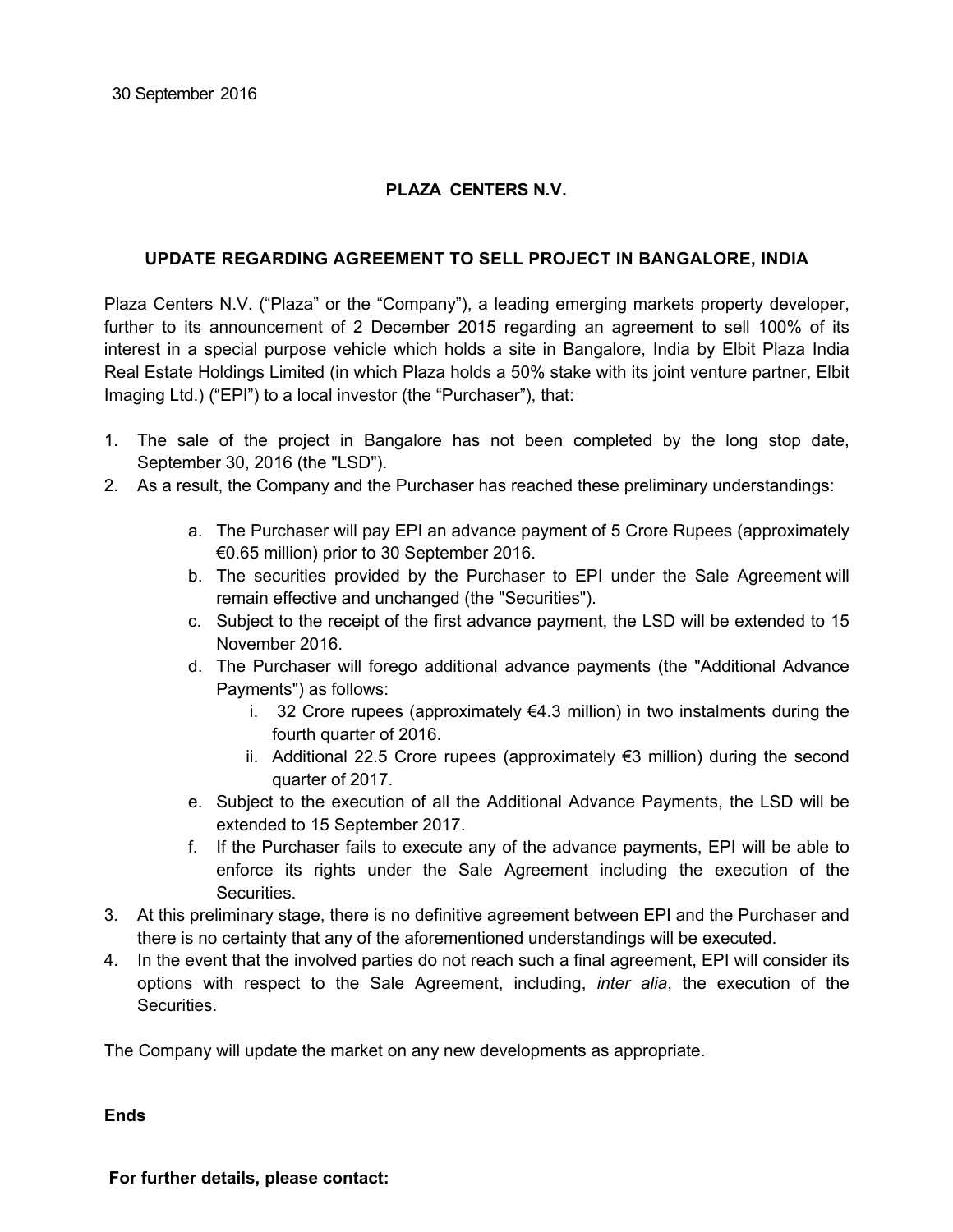30 September 2016

**PLAZA CENTERS N.V.**

**UPDATE REGARDING AGREEMENT TO SELL PROJECT IN BANGALORE, INDIA**

Plaza Centers N.V. ("Plaza" or the "Company"), a leading emerging markets property developer, further to its announcement of 2 December 2015 regarding an agreement to sell 100% of its interest in a special purpose vehicle which holds a site in Bangalore, India by Elbit Plaza India Real Estate Holdings Limited (in which Plaza holds a 50% stake with its joint venture partner, Elbit Imaging Ltd.) ("EPI") to a local investor (the "Purchaser"), that:

1. The sale of the project in Bangalore has not been completed by the long stop date, September 30, 2016 (the "LSD").
2. As a result, the Company and the Purchaser has reached these preliminary understandings:
    a. The Purchaser will pay EPI an advance payment of 5 Crore Rupees (approximately €0.65 million) prior to 30 September 2016.
    b. The securities provided by the Purchaser to EPI under the Sale Agreement will remain effective and unchanged (the "Securities").
    c. Subject to the receipt of the first advance payment, the LSD will be extended to 15 November 2016.
    d. The Purchaser will forego additional advance payments (the "Additional Advance Payments") as follows:
        i. 32 Crore rupees (approximately €4.3 million) in two instalments during the fourth quarter of 2016.
        ii. Additional 22.5 Crore rupees (approximately €3 million) during the second quarter of 2017.
    e. Subject to the execution of all the Additional Advance Payments, the LSD will be extended to 15 September 2017.
    f. If the Purchaser fails to execute any of the advance payments, EPI will be able to enforce its rights under the Sale Agreement including the execution of the Securities.
3. At this preliminary stage, there is no definitive agreement between EPI and the Purchaser and there is no certainty that any of the aforementioned understandings will be executed.
4. In the event that the involved parties do not reach such a final agreement, EPI will consider its options with respect to the Sale Agreement, including, *inter alia*, the execution of the Securities.

The Company will update the market on any new developments as appropriate.

**Ends**

**For further details, please contact:**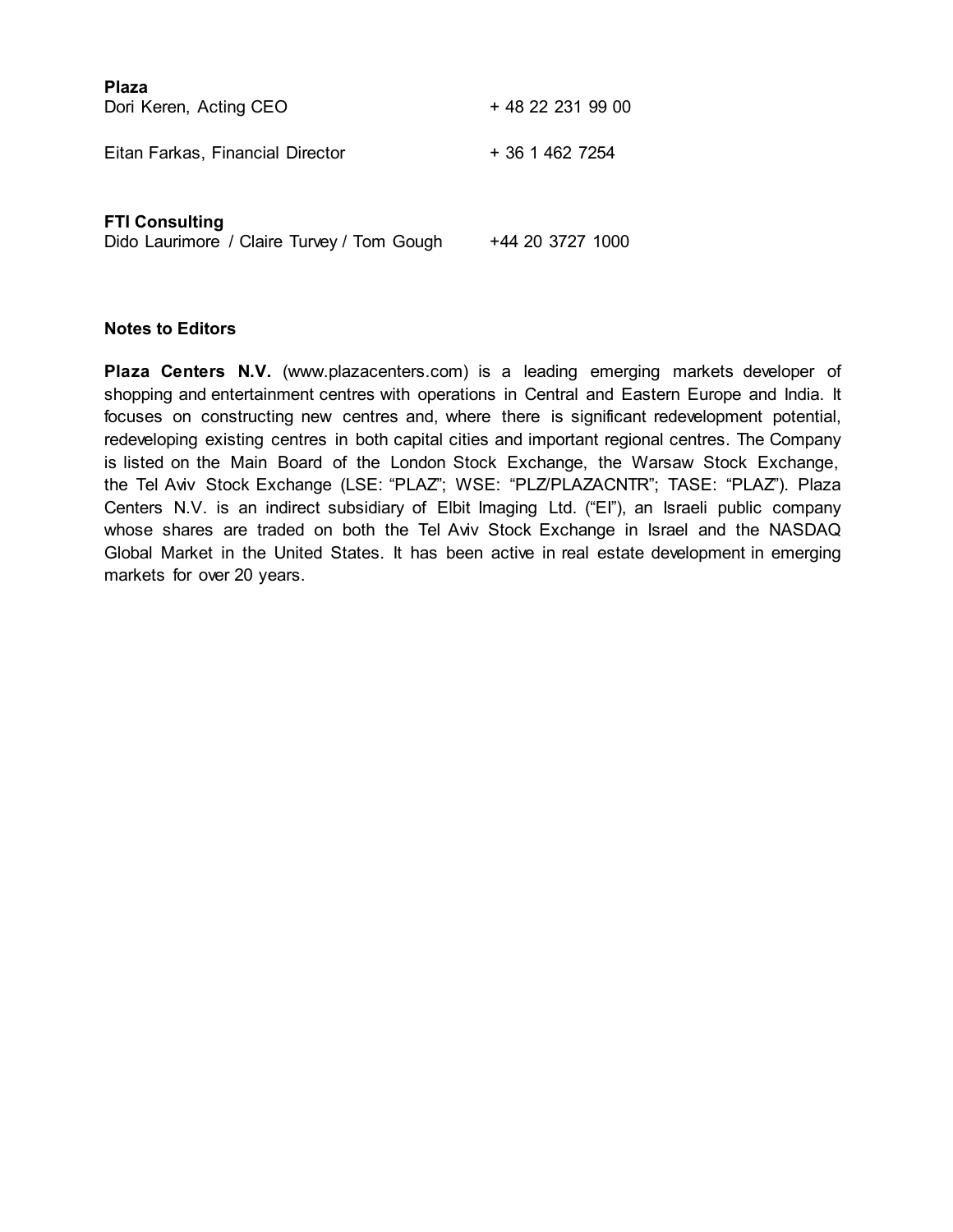**Plaza**

| | |
|---|---|
| Dori Keren, Acting CEO | + 48 22 231 99 00 |
| Eitan Farkas, Financial Director | + 36 1 462 7254 |

**FTI Consulting**

| | |
|---|---|
| Dido Laurimore / Claire Turvey / Tom Gough | +44 20 3727 1000 |

**Notes to Editors**

**Plaza Centers N.V.** (www.plazacenters.com) is a leading emerging markets developer of shopping and entertainment centres with operations in Central and Eastern Europe and India. It focuses on constructing new centres and, where there is significant redevelopment potential, redeveloping existing centres in both capital cities and important regional centres. The Company is listed on the Main Board of the London Stock Exchange, the Warsaw Stock Exchange, the Tel Aviv Stock Exchange (LSE: "PLAZ"; WSE: "PLZ/PLAZACNTR"; TASE: "PLAZ"). Plaza Centers N.V. is an indirect subsidiary of Elbit Imaging Ltd. ("EI"), an Israeli public company whose shares are traded on both the Tel Aviv Stock Exchange in Israel and the NASDAQ Global Market in the United States. It has been active in real estate development in emerging markets for over 20 years.